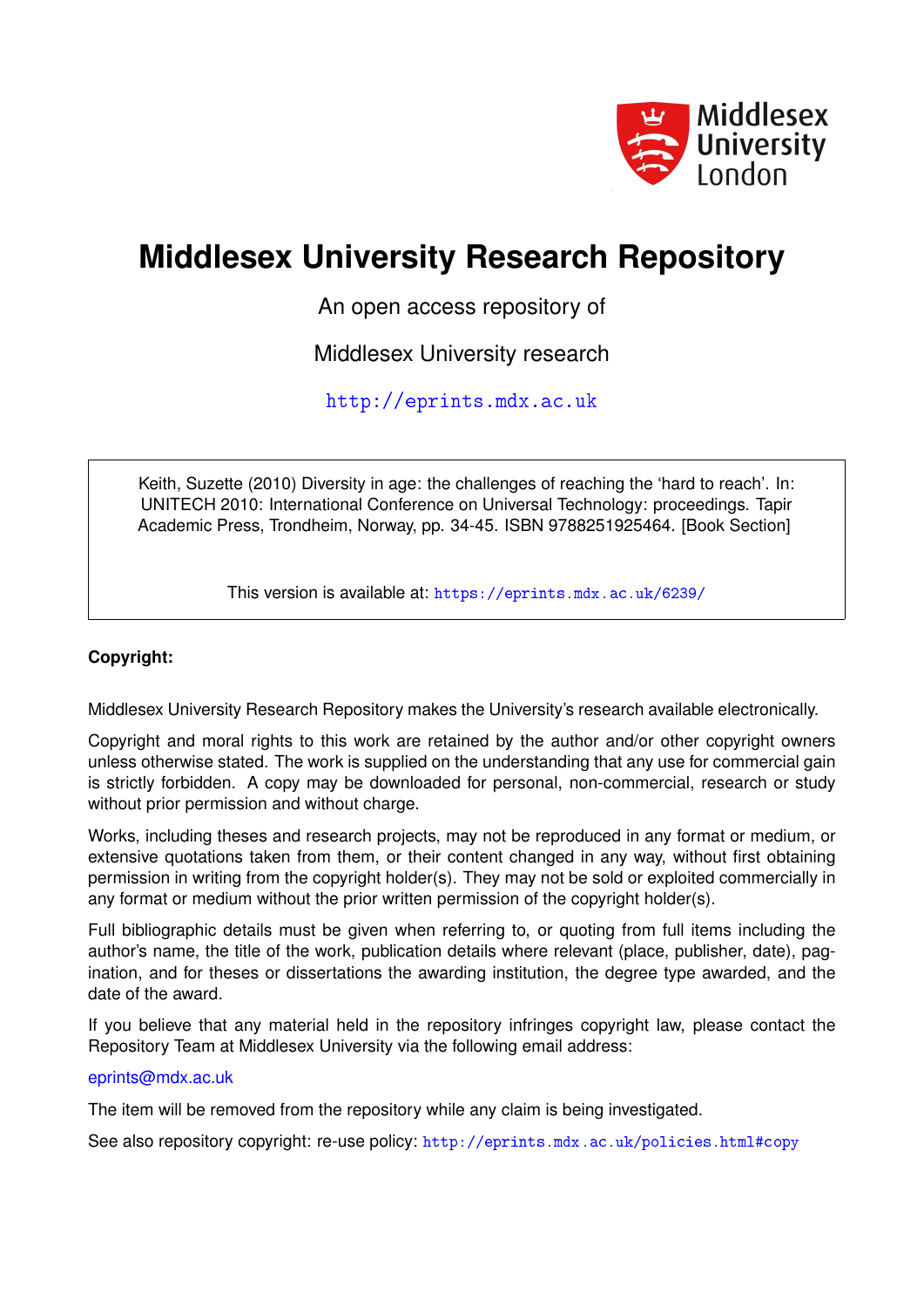Middlesex University London

# Middlesex University Research Repository

An open access repository of

Middlesex University research

http://eprints.mdx.ac.uk

Keith, Suzette (2010) Diversity in age: the challenges of reaching the 'hard to reach'. In: UNITECH 2010: International Conference on Universal Technology: proceedings. Tapir Academic Press, Trondheim, Norway, pp. 34-45. ISBN 9788251925464. [Book Section]

This version is available at: https://eprints.mdx.ac.uk/6239/

**Copyright:**

Middlesex University Research Repository makes the University's research available electronically.

Copyright and moral rights to this work are retained by the author and/or other copyright owners unless otherwise stated. The work is supplied on the understanding that any use for commercial gain is strictly forbidden. A copy may be downloaded for personal, non-commercial, research or study without prior permission and without charge.

Works, including theses and research projects, may not be reproduced in any format or medium, or extensive quotations taken from them, or their content changed in any way, without first obtaining permission in writing from the copyright holder(s). They may not be sold or exploited commercially in any format or medium without the prior written permission of the copyright holder(s).

Full bibliographic details must be given when referring to, or quoting from full items including the author's name, the title of the work, publication details where relevant (place, publisher, date), pagination, and for theses or dissertations the awarding institution, the degree type awarded, and the date of the award.

If you believe that any material held in the repository infringes copyright law, please contact the Repository Team at Middlesex University via the following email address:

eprints@mdx.ac.uk

The item will be removed from the repository while any claim is being investigated.

See also repository copyright: re-use policy: http://eprints.mdx.ac.uk/policies.html#copy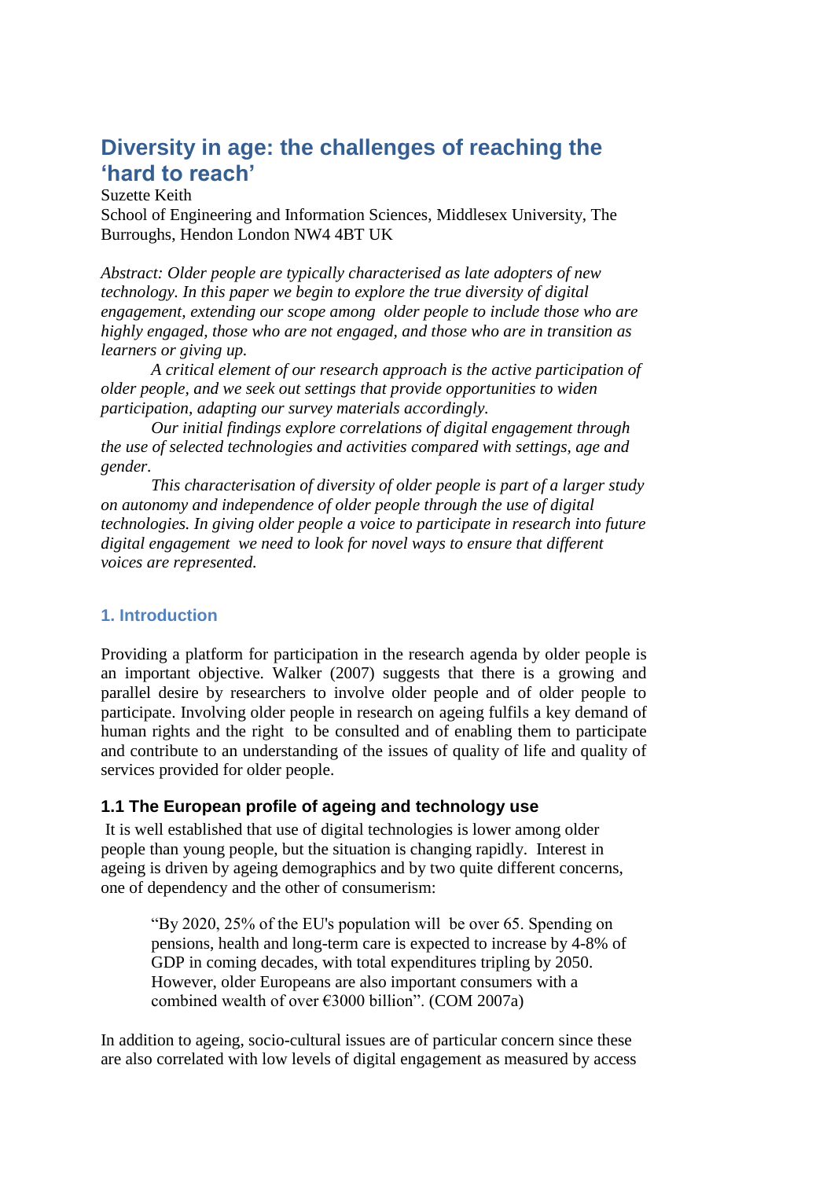# Diversity in age: the challenges of reaching the 'hard to reach'

Suzette Keith

School of Engineering and Information Sciences, Middlesex University, The Burroughs, Hendon London NW4 4BT UK

*Abstract: Older people are typically characterised as late adopters of new technology. In this paper we begin to explore the true diversity of digital engagement, extending our scope among older people to include those who are highly engaged, those who are not engaged, and those who are in transition as learners or giving up.*

*A critical element of our research approach is the active participation of older people, and we seek out settings that provide opportunities to widen participation, adapting our survey materials accordingly.*

*Our initial findings explore correlations of digital engagement through the use of selected technologies and activities compared with settings, age and gender.*

*This characterisation of diversity of older people is part of a larger study on autonomy and independence of older people through the use of digital technologies. In giving older people a voice to participate in research into future digital engagement we need to look for novel ways to ensure that different voices are represented.*

## 1. Introduction

Providing a platform for participation in the research agenda by older people is an important objective. Walker (2007) suggests that there is a growing and parallel desire by researchers to involve older people and of older people to participate. Involving older people in research on ageing fulfils a key demand of human rights and the right to be consulted and of enabling them to participate and contribute to an understanding of the issues of quality of life and quality of services provided for older people.

### 1.1 The European profile of ageing and technology use

It is well established that use of digital technologies is lower among older people than young people, but the situation is changing rapidly. Interest in ageing is driven by ageing demographics and by two quite different concerns, one of dependency and the other of consumerism:

> "By 2020, 25% of the EU's population will be over 65. Spending on pensions, health and long-term care is expected to increase by 4-8% of GDP in coming decades, with total expenditures tripling by 2050. However, older Europeans are also important consumers with a combined wealth of over €3000 billion". (COM 2007a)

In addition to ageing, socio-cultural issues are of particular concern since these are also correlated with low levels of digital engagement as measured by access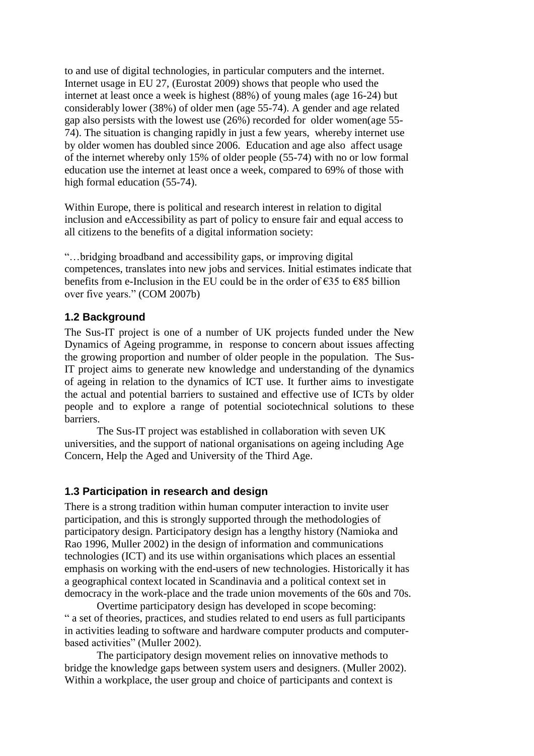to and use of digital technologies, in particular computers and the internet. Internet usage in EU 27, (Eurostat 2009) shows that people who used the internet at least once a week is highest (88%) of young males (age 16-24) but considerably lower (38%) of older men (age 55-74). A gender and age related gap also persists with the lowest use (26%) recorded for older women(age 55-74). The situation is changing rapidly in just a few years, whereby internet use by older women has doubled since 2006. Education and age also affect usage of the internet whereby only 15% of older people (55-74) with no or low formal education use the internet at least once a week, compared to 69% of those with high formal education (55-74).

Within Europe, there is political and research interest in relation to digital inclusion and eAccessibility as part of policy to ensure fair and equal access to all citizens to the benefits of a digital information society:

"…bridging broadband and accessibility gaps, or improving digital competences, translates into new jobs and services. Initial estimates indicate that benefits from e-Inclusion in the EU could be in the order of €35 to €85 billion over five years." (COM 2007b)

### 1.2 Background

The Sus-IT project is one of a number of UK projects funded under the New Dynamics of Ageing programme, in response to concern about issues affecting the growing proportion and number of older people in the population. The Sus-IT project aims to generate new knowledge and understanding of the dynamics of ageing in relation to the dynamics of ICT use. It further aims to investigate the actual and potential barriers to sustained and effective use of ICTs by older people and to explore a range of potential sociotechnical solutions to these barriers.

The Sus-IT project was established in collaboration with seven UK universities, and the support of national organisations on ageing including Age Concern, Help the Aged and University of the Third Age.

### 1.3 Participation in research and design

There is a strong tradition within human computer interaction to invite user participation, and this is strongly supported through the methodologies of participatory design. Participatory design has a lengthy history (Namioka and Rao 1996, Muller 2002) in the design of information and communications technologies (ICT) and its use within organisations which places an essential emphasis on working with the end-users of new technologies. Historically it has a geographical context located in Scandinavia and a political context set in democracy in the work-place and the trade union movements of the 60s and 70s.

Overtime participatory design has developed in scope becoming: " a set of theories, practices, and studies related to end users as full participants in activities leading to software and hardware computer products and computer-based activities" (Muller 2002).

The participatory design movement relies on innovative methods to bridge the knowledge gaps between system users and designers. (Muller 2002). Within a workplace, the user group and choice of participants and context is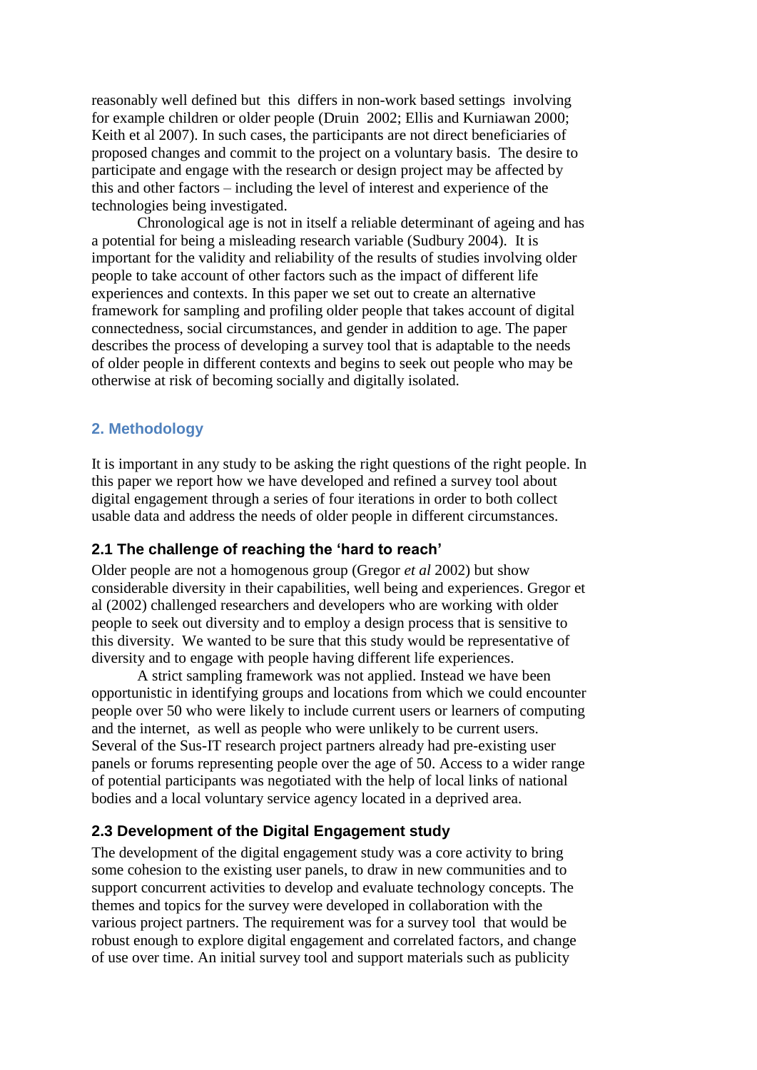reasonably well defined but this differs in non-work based settings involving for example children or older people (Druin 2002; Ellis and Kurniawan 2000; Keith et al 2007). In such cases, the participants are not direct beneficiaries of proposed changes and commit to the project on a voluntary basis. The desire to participate and engage with the research or design project may be affected by this and other factors – including the level of interest and experience of the technologies being investigated.

Chronological age is not in itself a reliable determinant of ageing and has a potential for being a misleading research variable (Sudbury 2004). It is important for the validity and reliability of the results of studies involving older people to take account of other factors such as the impact of different life experiences and contexts. In this paper we set out to create an alternative framework for sampling and profiling older people that takes account of digital connectedness, social circumstances, and gender in addition to age. The paper describes the process of developing a survey tool that is adaptable to the needs of older people in different contexts and begins to seek out people who may be otherwise at risk of becoming socially and digitally isolated.

## 2. Methodology

It is important in any study to be asking the right questions of the right people. In this paper we report how we have developed and refined a survey tool about digital engagement through a series of four iterations in order to both collect usable data and address the needs of older people in different circumstances.

### 2.1 The challenge of reaching the 'hard to reach'

Older people are not a homogenous group (Gregor *et al* 2002) but show considerable diversity in their capabilities, well being and experiences. Gregor et al (2002) challenged researchers and developers who are working with older people to seek out diversity and to employ a design process that is sensitive to this diversity. We wanted to be sure that this study would be representative of diversity and to engage with people having different life experiences.

A strict sampling framework was not applied. Instead we have been opportunistic in identifying groups and locations from which we could encounter people over 50 who were likely to include current users or learners of computing and the internet, as well as people who were unlikely to be current users. Several of the Sus-IT research project partners already had pre-existing user panels or forums representing people over the age of 50. Access to a wider range of potential participants was negotiated with the help of local links of national bodies and a local voluntary service agency located in a deprived area.

### 2.3 Development of the Digital Engagement study

The development of the digital engagement study was a core activity to bring some cohesion to the existing user panels, to draw in new communities and to support concurrent activities to develop and evaluate technology concepts. The themes and topics for the survey were developed in collaboration with the various project partners. The requirement was for a survey tool that would be robust enough to explore digital engagement and correlated factors, and change of use over time. An initial survey tool and support materials such as publicity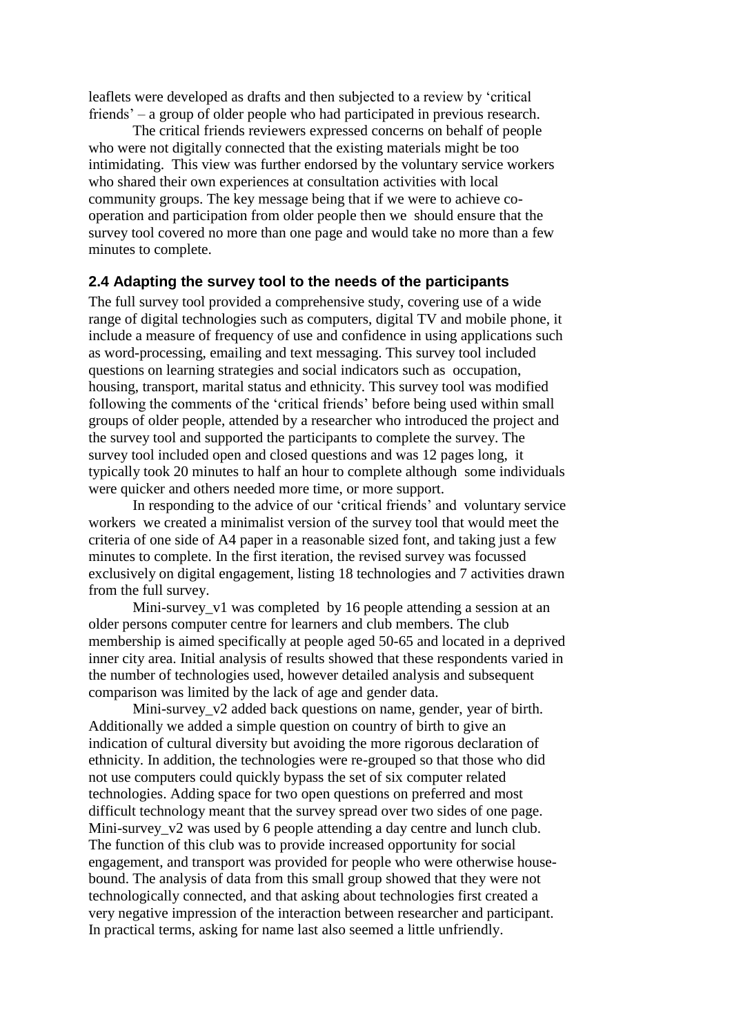leaflets were developed as drafts and then subjected to a review by 'critical friends' – a group of older people who had participated in previous research.

The critical friends reviewers expressed concerns on behalf of people who were not digitally connected that the existing materials might be too intimidating. This view was further endorsed by the voluntary service workers who shared their own experiences at consultation activities with local community groups. The key message being that if we were to achieve co-operation and participation from older people then we should ensure that the survey tool covered no more than one page and would take no more than a few minutes to complete.

## 2.4 Adapting the survey tool to the needs of the participants

The full survey tool provided a comprehensive study, covering use of a wide range of digital technologies such as computers, digital TV and mobile phone, it include a measure of frequency of use and confidence in using applications such as word-processing, emailing and text messaging. This survey tool included questions on learning strategies and social indicators such as occupation, housing, transport, marital status and ethnicity. This survey tool was modified following the comments of the 'critical friends' before being used within small groups of older people, attended by a researcher who introduced the project and the survey tool and supported the participants to complete the survey. The survey tool included open and closed questions and was 12 pages long, it typically took 20 minutes to half an hour to complete although some individuals were quicker and others needed more time, or more support.

In responding to the advice of our 'critical friends' and voluntary service workers we created a minimalist version of the survey tool that would meet the criteria of one side of A4 paper in a reasonable sized font, and taking just a few minutes to complete. In the first iteration, the revised survey was focussed exclusively on digital engagement, listing 18 technologies and 7 activities drawn from the full survey.

Mini-survey_v1 was completed by 16 people attending a session at an older persons computer centre for learners and club members. The club membership is aimed specifically at people aged 50-65 and located in a deprived inner city area. Initial analysis of results showed that these respondents varied in the number of technologies used, however detailed analysis and subsequent comparison was limited by the lack of age and gender data.

Mini-survey_v2 added back questions on name, gender, year of birth. Additionally we added a simple question on country of birth to give an indication of cultural diversity but avoiding the more rigorous declaration of ethnicity. In addition, the technologies were re-grouped so that those who did not use computers could quickly bypass the set of six computer related technologies. Adding space for two open questions on preferred and most difficult technology meant that the survey spread over two sides of one page. Mini-survey_v2 was used by 6 people attending a day centre and lunch club. The function of this club was to provide increased opportunity for social engagement, and transport was provided for people who were otherwise house-bound. The analysis of data from this small group showed that they were not technologically connected, and that asking about technologies first created a very negative impression of the interaction between researcher and participant. In practical terms, asking for name last also seemed a little unfriendly.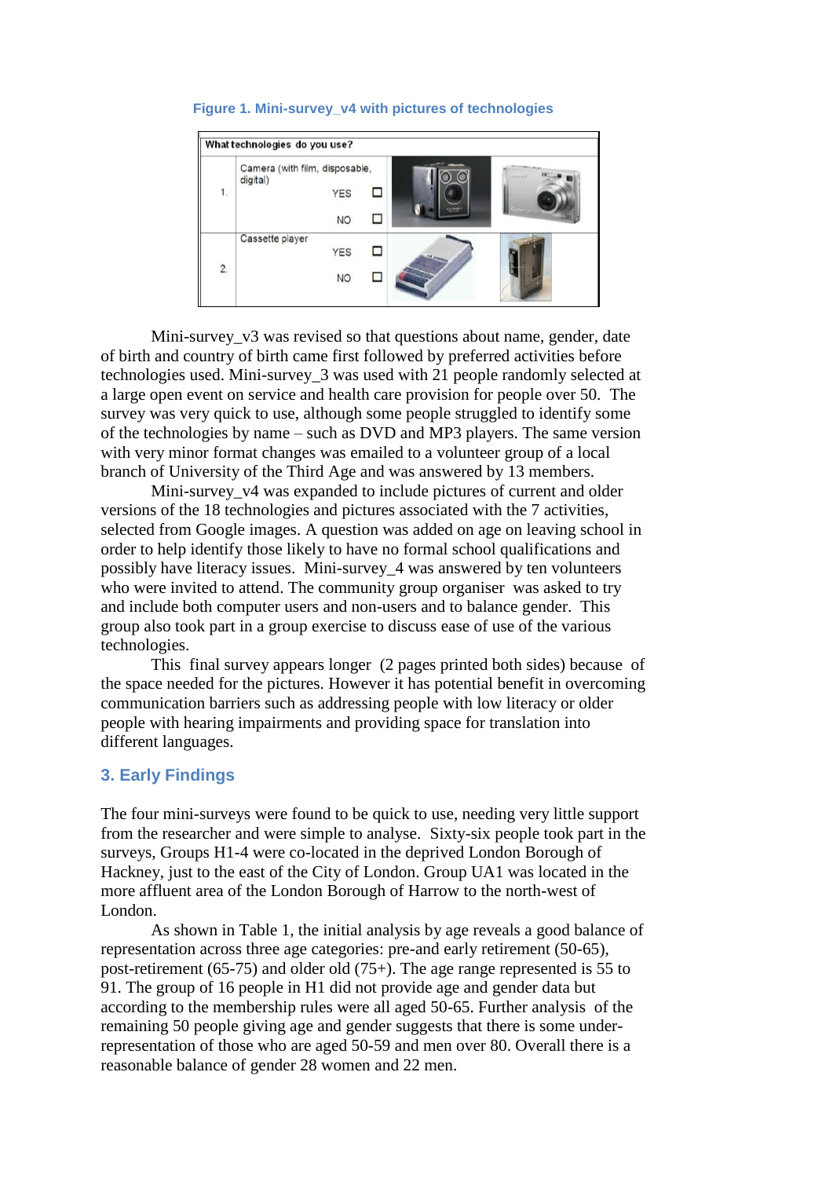**Figure 1. Mini-survey_v4 with pictures of technologies**

| What technologies do you use? | | | |
|---|---|---|---|
| 1. | Camera (with film, disposable, digital) | YES ☐ | NO ☐ |
| 2. | Cassette player | YES ☐ | NO ☐ |

Mini-survey_v3 was revised so that questions about name, gender, date of birth and country of birth came first followed by preferred activities before technologies used. Mini-survey_3 was used with 21 people randomly selected at a large open event on service and health care provision for people over 50. The survey was very quick to use, although some people struggled to identify some of the technologies by name – such as DVD and MP3 players. The same version with very minor format changes was emailed to a volunteer group of a local branch of University of the Third Age and was answered by 13 members.

Mini-survey_v4 was expanded to include pictures of current and older versions of the 18 technologies and pictures associated with the 7 activities, selected from Google images. A question was added on age on leaving school in order to help identify those likely to have no formal school qualifications and possibly have literacy issues. Mini-survey_4 was answered by ten volunteers who were invited to attend. The community group organiser was asked to try and include both computer users and non-users and to balance gender. This group also took part in a group exercise to discuss ease of use of the various technologies.

This final survey appears longer (2 pages printed both sides) because of the space needed for the pictures. However it has potential benefit in overcoming communication barriers such as addressing people with low literacy or older people with hearing impairments and providing space for translation into different languages.

## 3. Early Findings

The four mini-surveys were found to be quick to use, needing very little support from the researcher and were simple to analyse. Sixty-six people took part in the surveys, Groups H1-4 were co-located in the deprived London Borough of Hackney, just to the east of the City of London. Group UA1 was located in the more affluent area of the London Borough of Harrow to the north-west of London.

As shown in Table 1, the initial analysis by age reveals a good balance of representation across three age categories: pre-and early retirement (50-65), post-retirement (65-75) and older old (75+). The age range represented is 55 to 91. The group of 16 people in H1 did not provide age and gender data but according to the membership rules were all aged 50-65. Further analysis of the remaining 50 people giving age and gender suggests that there is some under-representation of those who are aged 50-59 and men over 80. Overall there is a reasonable balance of gender 28 women and 22 men.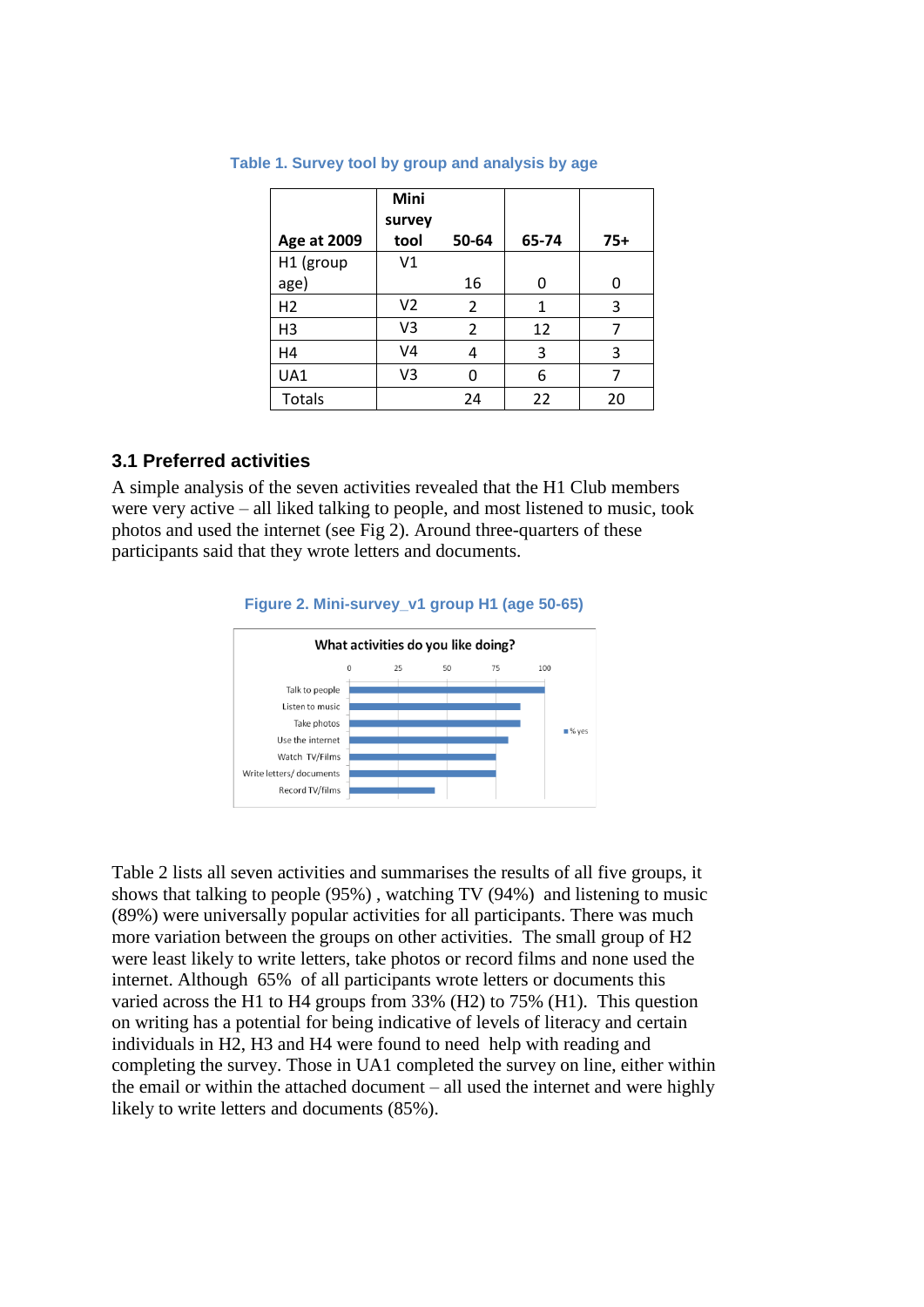**Table 1. Survey tool by group and analysis by age**

| Age at 2009 | Mini survey tool | 50-64 | 65-74 | 75+ |
|---|---|---|---|---|
| H1 (group age) | V1 | 16 | 0 | 0 |
| H2 | V2 | 2 | 1 | 3 |
| H3 | V3 | 2 | 12 | 7 |
| H4 | V4 | 4 | 3 | 3 |
| UA1 | V3 | 0 | 6 | 7 |
| Totals | | 24 | 22 | 20 |

### 3.1 Preferred activities

A simple analysis of the seven activities revealed that the H1 Club members were very active – all liked talking to people, and most listened to music, took photos and used the internet (see Fig 2). Around three-quarters of these participants said that they wrote letters and documents.

**Figure 2. Mini-survey_v1 group H1 (age 50-65)**

What activities do you like doing?

| Activity | % yes (approx.) |
|---|---|
| Talk to people | 100 |
| Listen to music | 88 |
| Take photos | 88 |
| Use the internet | 81 |
| Watch TV/Films | 75 |
| Write letters/ documents | 75 |
| Record TV/films | 44 |

Table 2 lists all seven activities and summarises the results of all five groups, it shows that talking to people (95%) , watching TV (94%) and listening to music (89%) were universally popular activities for all participants. There was much more variation between the groups on other activities. The small group of H2 were least likely to write letters, take photos or record films and none used the internet. Although 65% of all participants wrote letters or documents this varied across the H1 to H4 groups from 33% (H2) to 75% (H1). This question on writing has a potential for being indicative of levels of literacy and certain individuals in H2, H3 and H4 were found to need help with reading and completing the survey. Those in UA1 completed the survey on line, either within the email or within the attached document – all used the internet and were highly likely to write letters and documents (85%).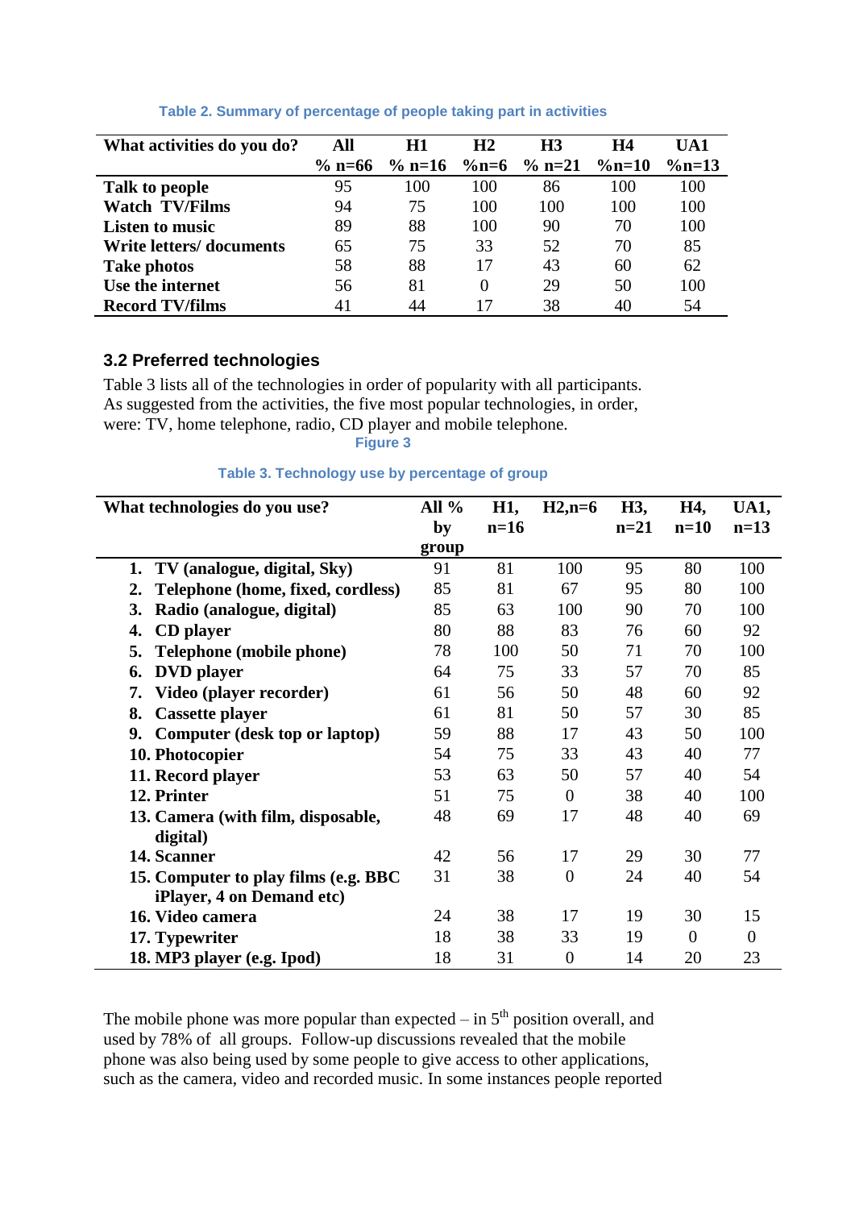Table 2. Summary of percentage of people taking part in activities

| What activities do you do? | All % n=66 | H1 % n=16 | H2 %n=6 | H3 % n=21 | H4 %n=10 | UA1 %n=13 |
|---|---|---|---|---|---|---|
| **Talk to people** | 95 | 100 | 100 | 86 | 100 | 100 |
| **Watch TV/Films** | 94 | 75 | 100 | 100 | 100 | 100 |
| **Listen to music** | 89 | 88 | 100 | 90 | 70 | 100 |
| **Write letters/ documents** | 65 | 75 | 33 | 52 | 70 | 85 |
| **Take photos** | 58 | 88 | 17 | 43 | 60 | 62 |
| **Use the internet** | 56 | 81 | 0 | 29 | 50 | 100 |
| **Record TV/films** | 41 | 44 | 17 | 38 | 40 | 54 |

### 3.2 Preferred technologies

Table 3 lists all of the technologies in order of popularity with all participants. As suggested from the activities, the five most popular technologies, in order, were: TV, home telephone, radio, CD player and mobile telephone.

Figure 3

Table 3. Technology use by percentage of group

| What technologies do you use? | All % by group | H1, n=16 | H2,n=6 | H3, n=21 | H4, n=10 | UA1, n=13 |
|---|---|---|---|---|---|---|
| **1. TV (analogue, digital, Sky)** | 91 | 81 | 100 | 95 | 80 | 100 |
| **2. Telephone (home, fixed, cordless)** | 85 | 81 | 67 | 95 | 80 | 100 |
| **3. Radio (analogue, digital)** | 85 | 63 | 100 | 90 | 70 | 100 |
| **4. CD player** | 80 | 88 | 83 | 76 | 60 | 92 |
| **5. Telephone (mobile phone)** | 78 | 100 | 50 | 71 | 70 | 100 |
| **6. DVD player** | 64 | 75 | 33 | 57 | 70 | 85 |
| **7. Video (player recorder)** | 61 | 56 | 50 | 48 | 60 | 92 |
| **8. Cassette player** | 61 | 81 | 50 | 57 | 30 | 85 |
| **9. Computer (desk top or laptop)** | 59 | 88 | 17 | 43 | 50 | 100 |
| **10. Photocopier** | 54 | 75 | 33 | 43 | 40 | 77 |
| **11. Record player** | 53 | 63 | 50 | 57 | 40 | 54 |
| **12. Printer** | 51 | 75 | 0 | 38 | 40 | 100 |
| **13. Camera (with film, disposable, digital)** | 48 | 69 | 17 | 48 | 40 | 69 |
| **14. Scanner** | 42 | 56 | 17 | 29 | 30 | 77 |
| **15. Computer to play films (e.g. BBC iPlayer, 4 on Demand etc)** | 31 | 38 | 0 | 24 | 40 | 54 |
| **16. Video camera** | 24 | 38 | 17 | 19 | 30 | 15 |
| **17. Typewriter** | 18 | 38 | 33 | 19 | 0 | 0 |
| **18. MP3 player (e.g. Ipod)** | 18 | 31 | 0 | 14 | 20 | 23 |

The mobile phone was more popular than expected – in 5th position overall, and used by 78% of all groups. Follow-up discussions revealed that the mobile phone was also being used by some people to give access to other applications, such as the camera, video and recorded music. In some instances people reported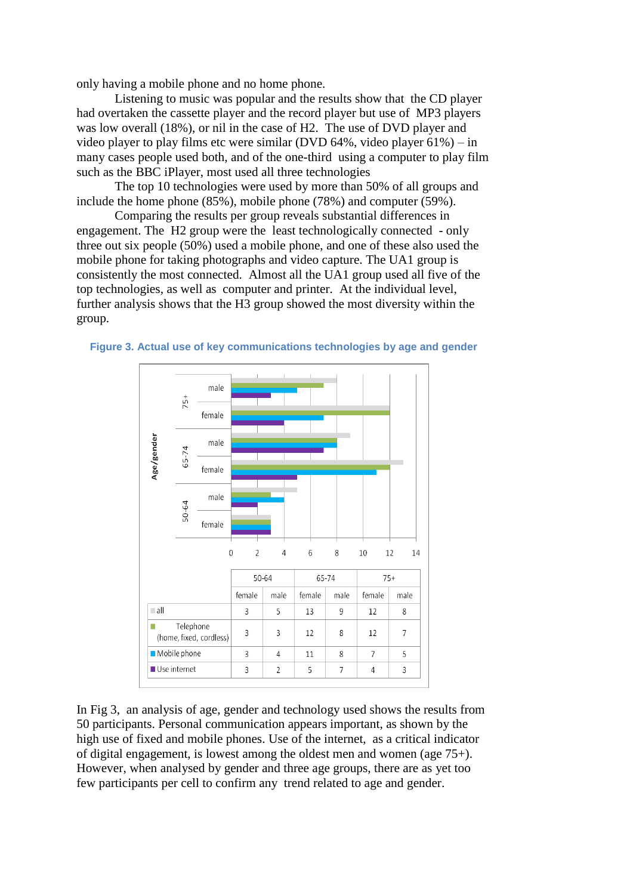only having a mobile phone and no home phone.

Listening to music was popular and the results show that the CD player had overtaken the cassette player and the record player but use of MP3 players was low overall (18%), or nil in the case of H2. The use of DVD player and video player to play films etc were similar (DVD 64%, video player 61%) – in many cases people used both, and of the one-third using a computer to play film such as the BBC iPlayer, most used all three technologies

The top 10 technologies were used by more than 50% of all groups and include the home phone (85%), mobile phone (78%) and computer (59%).

Comparing the results per group reveals substantial differences in engagement. The H2 group were the least technologically connected - only three out six people (50%) used a mobile phone, and one of these also used the mobile phone for taking photographs and video capture. The UA1 group is consistently the most connected. Almost all the UA1 group used all five of the top technologies, as well as computer and printer. At the individual level, further analysis shows that the H3 group showed the most diversity within the group.

**Figure 3. Actual use of key communications technologies by age and gender**

| | 50-64 | | 65-74 | | 75+ | |
|---|---|---|---|---|---|---|
| | female | male | female | male | female | male |
| all | 3 | 5 | 13 | 9 | 12 | 8 |
| Telephone (home, fixed, cordless) | 3 | 3 | 12 | 8 | 12 | 7 |
| Mobile phone | 3 | 4 | 11 | 8 | 7 | 5 |
| Use internet | 3 | 2 | 5 | 7 | 4 | 3 |

In Fig 3, an analysis of age, gender and technology used shows the results from 50 participants. Personal communication appears important, as shown by the high use of fixed and mobile phones. Use of the internet, as a critical indicator of digital engagement, is lowest among the oldest men and women (age 75+). However, when analysed by gender and three age groups, there are as yet too few participants per cell to confirm any trend related to age and gender.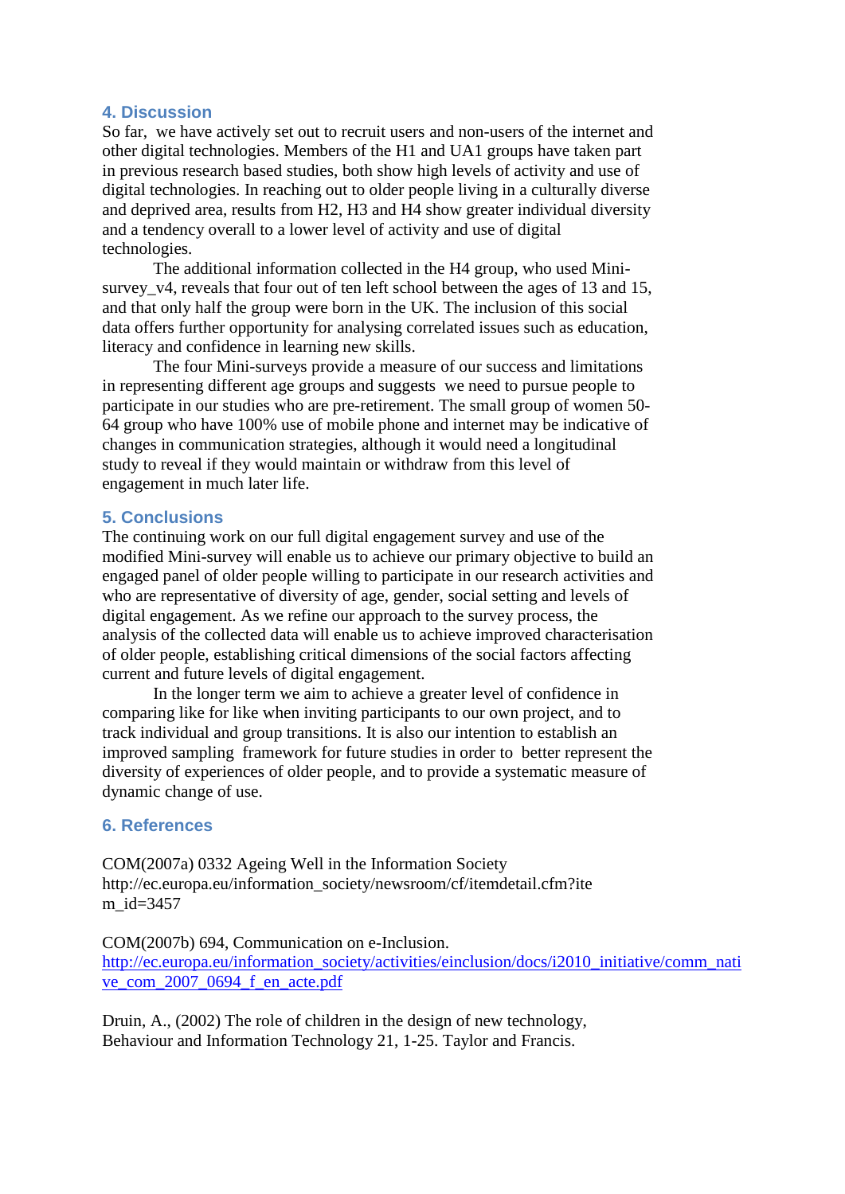## 4. Discussion

So far, we have actively set out to recruit users and non-users of the internet and other digital technologies. Members of the H1 and UA1 groups have taken part in previous research based studies, both show high levels of activity and use of digital technologies. In reaching out to older people living in a culturally diverse and deprived area, results from H2, H3 and H4 show greater individual diversity and a tendency overall to a lower level of activity and use of digital technologies.

The additional information collected in the H4 group, who used Mini-survey_v4, reveals that four out of ten left school between the ages of 13 and 15, and that only half the group were born in the UK. The inclusion of this social data offers further opportunity for analysing correlated issues such as education, literacy and confidence in learning new skills.

The four Mini-surveys provide a measure of our success and limitations in representing different age groups and suggests we need to pursue people to participate in our studies who are pre-retirement. The small group of women 50-64 group who have 100% use of mobile phone and internet may be indicative of changes in communication strategies, although it would need a longitudinal study to reveal if they would maintain or withdraw from this level of engagement in much later life.

## 5. Conclusions

The continuing work on our full digital engagement survey and use of the modified Mini-survey will enable us to achieve our primary objective to build an engaged panel of older people willing to participate in our research activities and who are representative of diversity of age, gender, social setting and levels of digital engagement. As we refine our approach to the survey process, the analysis of the collected data will enable us to achieve improved characterisation of older people, establishing critical dimensions of the social factors affecting current and future levels of digital engagement.

In the longer term we aim to achieve a greater level of confidence in comparing like for like when inviting participants to our own project, and to track individual and group transitions. It is also our intention to establish an improved sampling framework for future studies in order to better represent the diversity of experiences of older people, and to provide a systematic measure of dynamic change of use.

## 6. References

COM(2007a) 0332 Ageing Well in the Information Society http://ec.europa.eu/information_society/newsroom/cf/itemdetail.cfm?item_id=3457

COM(2007b) 694, Communication on e-Inclusion. http://ec.europa.eu/information_society/activities/einclusion/docs/i2010_initiative/comm_native_com_2007_0694_f_en_acte.pdf

Druin, A., (2002) The role of children in the design of new technology, Behaviour and Information Technology 21, 1-25. Taylor and Francis.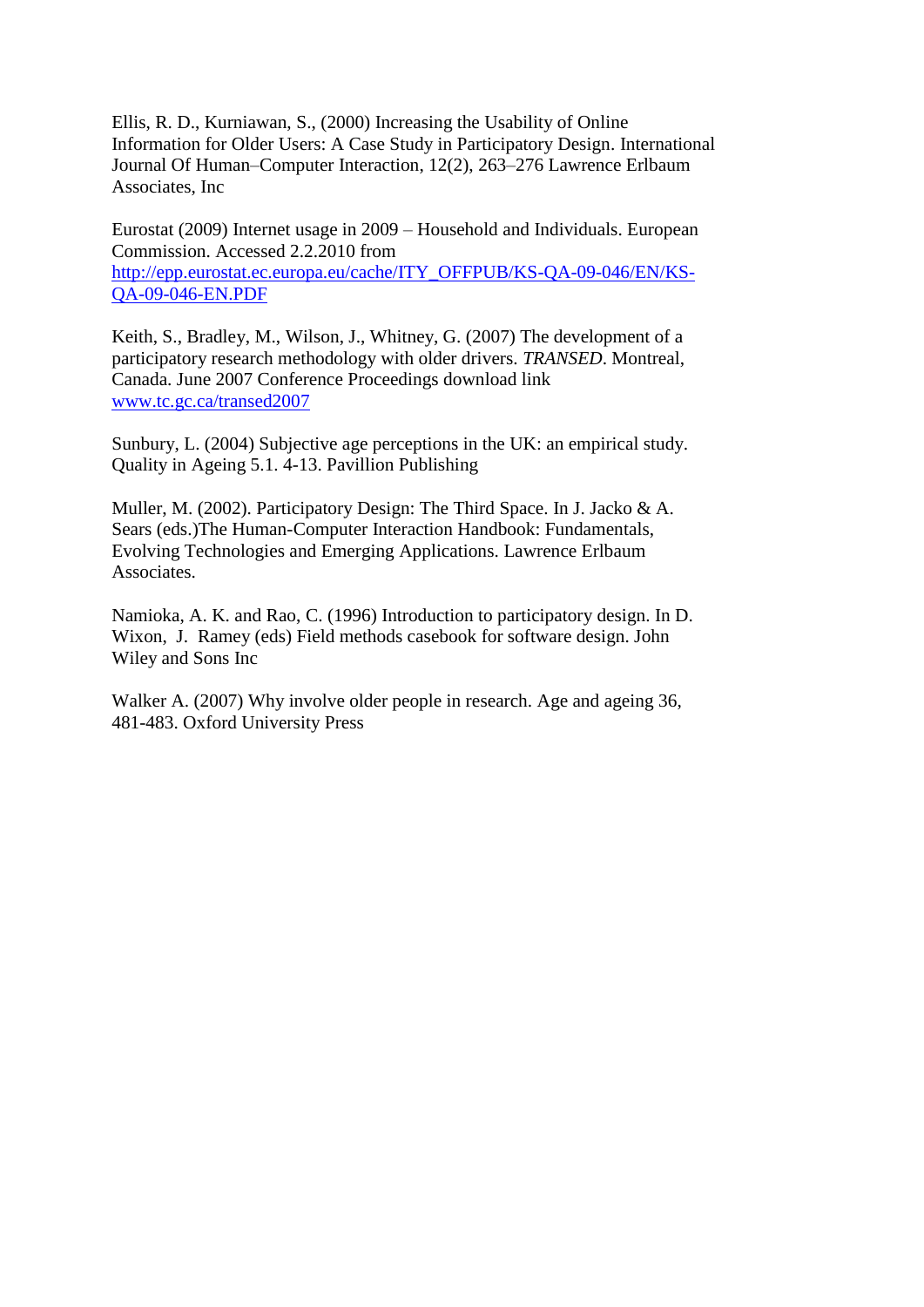Ellis, R. D., Kurniawan, S., (2000) Increasing the Usability of Online Information for Older Users: A Case Study in Participatory Design. International Journal Of Human–Computer Interaction, 12(2), 263–276 Lawrence Erlbaum Associates, Inc

Eurostat (2009) Internet usage in 2009 – Household and Individuals. European Commission. Accessed 2.2.2010 from [http://epp.eurostat.ec.europa.eu/cache/ITY_OFFPUB/KS-QA-09-046/EN/KS-QA-09-046-EN.PDF](http://epp.eurostat.ec.europa.eu/cache/ITY_OFFPUB/KS-QA-09-046/EN/KS-QA-09-046-EN.PDF)

Keith, S., Bradley, M., Wilson, J., Whitney, G. (2007) The development of a participatory research methodology with older drivers. *TRANSED*. Montreal, Canada. June 2007 Conference Proceedings download link [www.tc.gc.ca/transed2007](www.tc.gc.ca/transed2007)

Sunbury, L. (2004) Subjective age perceptions in the UK: an empirical study. Quality in Ageing 5.1. 4-13. Pavillion Publishing

Muller, M. (2002). Participatory Design: The Third Space. In J. Jacko & A. Sears (eds.)The Human-Computer Interaction Handbook: Fundamentals, Evolving Technologies and Emerging Applications. Lawrence Erlbaum Associates.

Namioka, A. K. and Rao, C. (1996) Introduction to participatory design. In D. Wixon, J. Ramey (eds) Field methods casebook for software design. John Wiley and Sons Inc

Walker A. (2007) Why involve older people in research. Age and ageing 36, 481-483. Oxford University Press